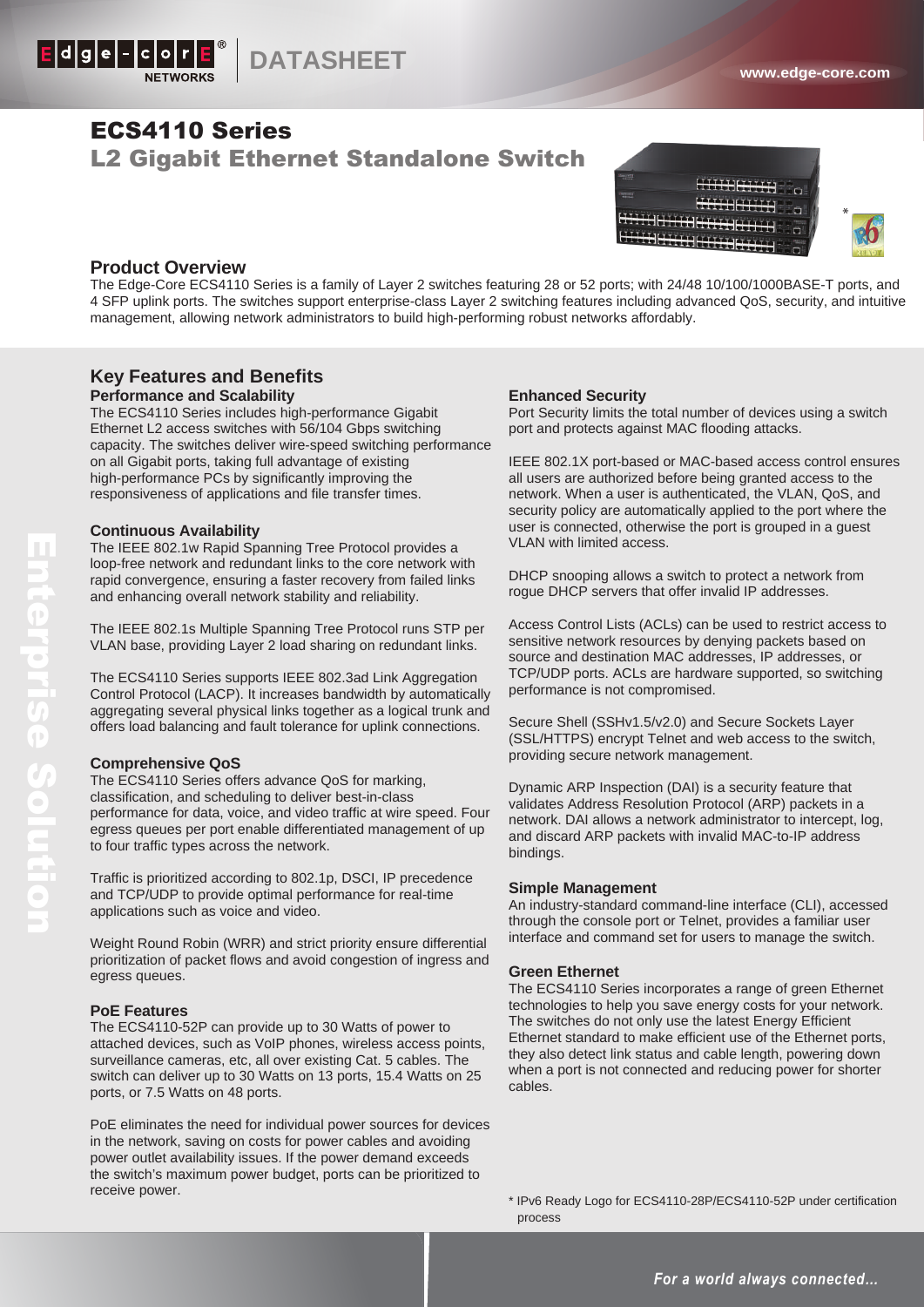# ECS4110 Series

## L2 Gigabit Ethernet Standalone Switch

### Product Overview

The Edge-Core ECS4110 Series is a family of Layer 2 switches featuring 28 or 52 ports; with 24/48 10/100/1000BASE-T ports, and 4 SFP uplink ports. The switches support enterprise-class Layer 2 switching features including advanced QoS, security, and intuitive management, allowing network administrators to build high-performing robust networks affordably.

## Key Features and Benefits

### Performance and Scalability

The ECS4110 Series includes high-performance Gigabit Ethernet L2 access switches with 56/104 Gbps switching capacity. The switches deliver wire-speed switching performance on all Gigabit ports, taking full advantage of existing high-performance PCs by significantly improving the responsiveness of applications and file transfer times.

### Continuous Availability

The IEEE 802.1w Rapid Spanning Tree Protocol provides a loop-free network and redundant links to the core network with rapid convergence, ensuring a faster recovery from failed links and enhancing overall network stability and reliability.

The IEEE 802.1s Multiple Spanning Tree Protocol runs STP per VLAN base, providing Layer 2 load sharing on redundant links.

The ECS4110 Series supports IEEE 802.3ad Link Aggregation Control Protocol (LACP). It increases bandwidth by automatically aggregating several physical links together as a logical trunk and offers load balancing and fault tolerance for uplink connections.

### Comprehensive QoS

The ECS4110 Series offers advance QoS for marking, classification, and scheduling to deliver best-in-class performance for data, voice, and video traffic at wire speed. Four egress queues per port enable differentiated management of up to four traffic types across the network.

Traffic is prioritized according to 802.1p, DSCI, IP precedence and TCP/UDP to provide optimal performance for real-time applications such as voice and video.

Weight Round Robin (WRR) and strict priority ensure differential prioritization of packet flows and avoid congestion of ingress and egress queues.

### PoE Features

The ECS4110-52P can provide up to 30 Watts of power to attached devices, such as VoIP phones, wireless access points, surveillance cameras, etc, all over existing Cat. 5 cables. The switch can deliver up to 30 Watts on 13 ports, 15.4 Watts on 25 ports, or 7.5 Watts on 48 ports.

PoE eliminates the need for individual power sources for devices in the network, saving on costs for power cables and avoiding power outlet availability issues. If the power demand exceeds the switch's maximum power budget, ports can be prioritized to receive power.

### Enhanced Security

Port Security limits the total number of devices using a switch port and protects against MAC flooding attacks.

IEEE 802.1X port-based or MAC-based access control ensures all users are authorized before being granted access to the network. When a user is authenticated, the VLAN, QoS, and security policy are automatically applied to the port where the user is connected, otherwise the port is grouped in a guest VLAN with limited access.

DHCP snooping allows a switch to protect a network from rogue DHCP servers that offer invalid IP addresses.

Access Control Lists (ACLs) can be used to restrict access to sensitive network resources by denying packets based on source and destination MAC addresses, IP addresses, or TCP/UDP ports. ACLs are hardware supported, so switching performance is not compromised.

Secure Shell (SSHv1.5/v2.0) and Secure Sockets Layer (SSL/HTTPS) encrypt Telnet and web access to the switch, providing secure network management.

Dynamic ARP Inspection (DAI) is a security feature that validates Address Resolution Protocol (ARP) packets in a network. DAI allows a network administrator to intercept, log, and discard ARP packets with invalid MAC-to-IP address bindings.

### Simple Management

An industry-standard command-line interface (CLI), accessed through the console port or Telnet, provides a familiar user interface and command set for users to manage the switch.

### Green Ethernet

The ECS4110 Series incorporates a range of green Ethernet technologies to help you save energy costs for your network. The switches do not only use the latest Energy Efficient Ethernet standard to make efficient use of the Ethernet ports, they also detect link status and cable length, powering down when a port is not connected and reducing power for shorter cables.

* IPv6 Ready Logo for ECS4110-28P/ECS4110-52P under certification process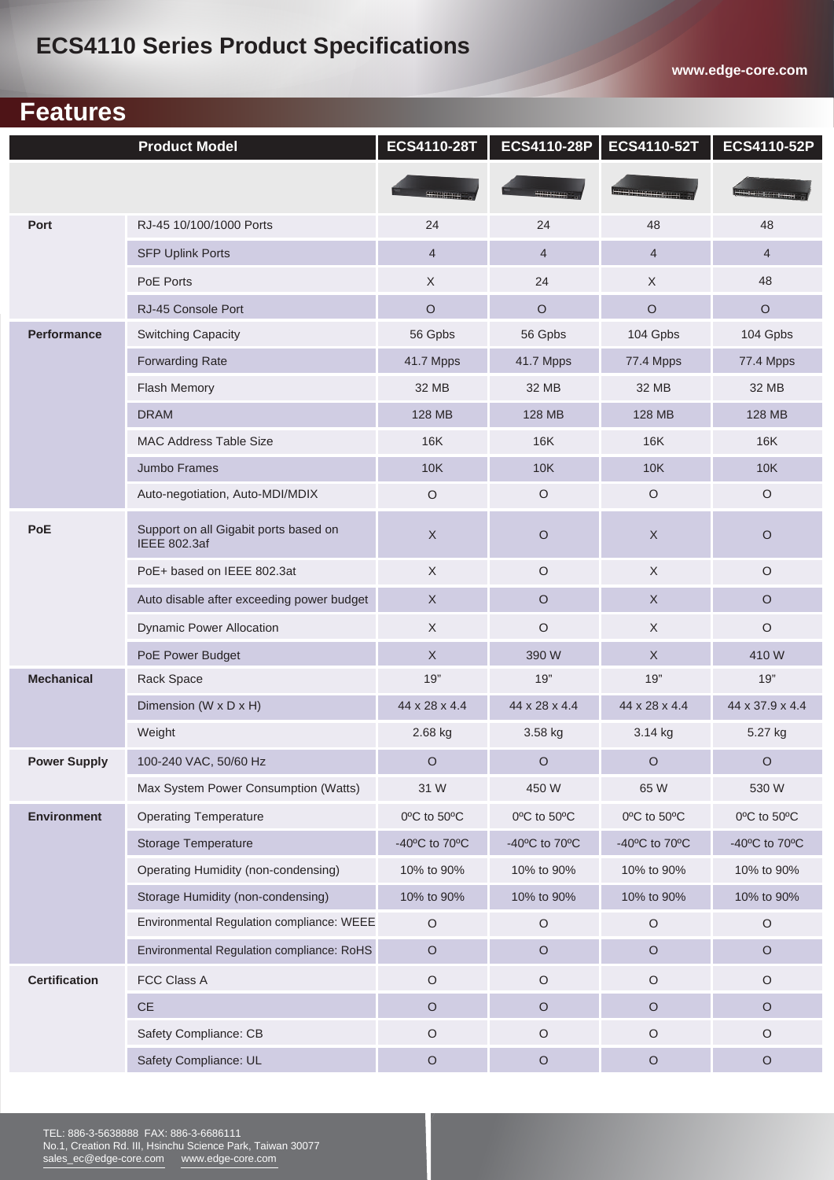# ECS4110 Series Product Specifications

## Features

| Product Model | | ECS4110-28T | ECS4110-28P | ECS4110-52T | ECS4110-52P |
|---|---|---|---|---|---|
| Port | RJ-45 10/100/1000 Ports | 24 | 24 | 48 | 48 |
| | SFP Uplink Ports | 4 | 4 | 4 | 4 |
| | PoE Ports | X | 24 | X | 48 |
| | RJ-45 Console Port | O | O | O | O |
| Performance | Switching Capacity | 56 Gpbs | 56 Gpbs | 104 Gpbs | 104 Gpbs |
| | Forwarding Rate | 41.7 Mpps | 41.7 Mpps | 77.4 Mpps | 77.4 Mpps |
| | Flash Memory | 32 MB | 32 MB | 32 MB | 32 MB |
| | DRAM | 128 MB | 128 MB | 128 MB | 128 MB |
| | MAC Address Table Size | 16K | 16K | 16K | 16K |
| | Jumbo Frames | 10K | 10K | 10K | 10K |
| | Auto-negotiation, Auto-MDI/MDIX | O | O | O | O |
| PoE | Support on all Gigabit ports based on IEEE 802.3af | X | O | X | O |
| | PoE+ based on IEEE 802.3at | X | O | X | O |
| | Auto disable after exceeding power budget | X | O | X | O |
| | Dynamic Power Allocation | X | O | X | O |
| | PoE Power Budget | X | 390 W | X | 410 W |
| Mechanical | Rack Space | 19" | 19" | 19" | 19" |
| | Dimension (W x D x H) | 44 x 28 x 4.4 | 44 x 28 x 4.4 | 44 x 28 x 4.4 | 44 x 37.9 x 4.4 |
| | Weight | 2.68 kg | 3.58 kg | 3.14 kg | 5.27 kg |
| Power Supply | 100-240 VAC, 50/60 Hz | O | O | O | O |
| | Max System Power Consumption (Watts) | 31 W | 450 W | 65 W | 530 W |
| Environment | Operating Temperature | 0ºC to 50ºC | 0ºC to 50ºC | 0ºC to 50ºC | 0ºC to 50ºC |
| | Storage Temperature | -40ºC to 70ºC | -40ºC to 70ºC | -40ºC to 70ºC | -40ºC to 70ºC |
| | Operating Humidity (non-condensing) | 10% to 90% | 10% to 90% | 10% to 90% | 10% to 90% |
| | Storage Humidity (non-condensing) | 10% to 90% | 10% to 90% | 10% to 90% | 10% to 90% |
| | Environmental Regulation compliance: WEEE | O | O | O | O |
| | Environmental Regulation compliance: RoHS | O | O | O | O |
| Certification | FCC Class A | O | O | O | O |
| | CE | O | O | O | O |
| | Safety Compliance: CB | O | O | O | O |
| | Safety Compliance: UL | O | O | O | O |

TEL: 886-3-5638888 FAX: 886-3-6686111
No.1, Creation Rd. III, Hsinchu Science Park, Taiwan 30077
sales_ec@edge-core.com www.edge-core.com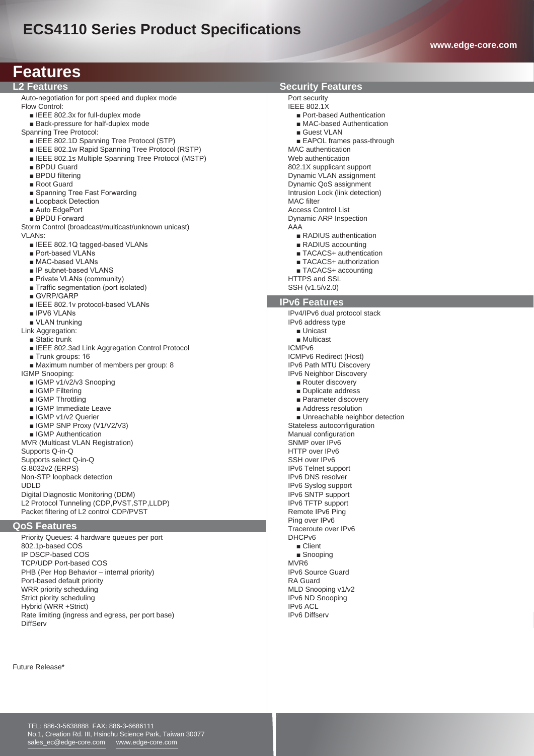# ECS4110 Series Product Specifications

## Features

### L2 Features

Auto-negotiation for port speed and duplex mode
Flow Control:
- IEEE 802.3x for full-duplex mode
- Back-pressure for half-duplex mode

Spanning Tree Protocol:
- IEEE 802.1D Spanning Tree Protocol (STP)
- IEEE 802.1w Rapid Spanning Tree Protocol (RSTP)
- IEEE 802.1s Multiple Spanning Tree Protocol (MSTP)
- BPDU Guard
- BPDU filtering
- Root Guard
- Spanning Tree Fast Forwarding
- Loopback Detection
- Auto EdgePort
- BPDU Forward

Storm Control (broadcast/multicast/unknown unicast)
VLANs:
- IEEE 802.1Q tagged-based VLANs
- Port-based VLANs
- MAC-based VLANs
- IP subnet-based VLANS
- Private VLANs (community)
- Traffic segmentation (port isolated)
- GVRP/GARP
- IEEE 802.1v protocol-based VLANs
- IPV6 VLANs
- VLAN trunking

Link Aggregation:
- Static trunk
- IEEE 802.3ad Link Aggregation Control Protocol
- Trunk groups: 16
- Maximum number of members per group: 8

IGMP Snooping:
- IGMP v1/v2/v3 Snooping
- IGMP Filtering
- IGMP Throttling
- IGMP Immediate Leave
- IGMP v1/v2 Querier
- IGMP SNP Proxy (V1/V2/V3)
- IGMP Authentication

MVR (Multicast VLAN Registration)
Supports Q-in-Q
Supports select Q-in-Q
G.8032v2 (ERPS)
Non-STP loopback detection
UDLD
Digital Diagnostic Monitoring (DDM)
L2 Protocol Tunneling (CDP,PVST,STP,LLDP)
Packet filtering of L2 control CDP/PVST

### QoS Features

Priority Queues: 4 hardware queues per port
802.1p-based COS
IP DSCP-based COS
TCP/UDP Port-based COS
PHB (Per Hop Behavior – internal priority)
Port-based default priority
WRR priority scheduling
Strict piority scheduling
Hybrid (WRR +Strict)
Rate limiting (ingress and egress, per port base)
DiffServ

Future Release*

### Security Features

Port security
IEEE 802.1X
- Port-based Authentication
- MAC-based Authentication
- Guest VLAN
- EAPOL frames pass-through

MAC authentication
Web authentication
802.1X supplicant support
Dynamic VLAN assignment
Dynamic QoS assignment
Intrusion Lock (link detection)
MAC filter
Access Control List
Dynamic ARP Inspection
AAA
- RADIUS authentication
- RADIUS accounting
- TACACS+ authentication
- TACACS+ authorization
- TACACS+ accounting

HTTPS and SSL
SSH (v1.5/v2.0)

### IPv6 Features

IPv4/IPv6 dual protocol stack
IPv6 address type
- Unicast
- Multicast

ICMPv6
ICMPv6 Redirect (Host)
IPv6 Path MTU Discovery
IPv6 Neighbor Discovery
- Router discovery
- Duplicate address
- Parameter discovery
- Address resolution
- Unreachable neighbor detection

Stateless autoconfiguration
Manual configuration
SNMP over IPv6
HTTP over IPv6
SSH over IPv6
IPv6 Telnet support
IPv6 DNS resolver
IPv6 Syslog support
IPv6 SNTP support
IPv6 TFTP support
Remote IPv6 Ping
Ping over IPv6
Traceroute over IPv6
DHCPv6
- Client
- Snooping

MVR6
IPv6 Source Guard
RA Guard
MLD Snooping v1/v2
IPv6 ND Snooping
IPv6 ACL
IPv6 Diffserv

TEL: 886-3-5638888 FAX: 886-3-6686111
No.1, Creation Rd. III, Hsinchu Science Park, Taiwan 30077
sales_ec@edge-core.com www.edge-core.com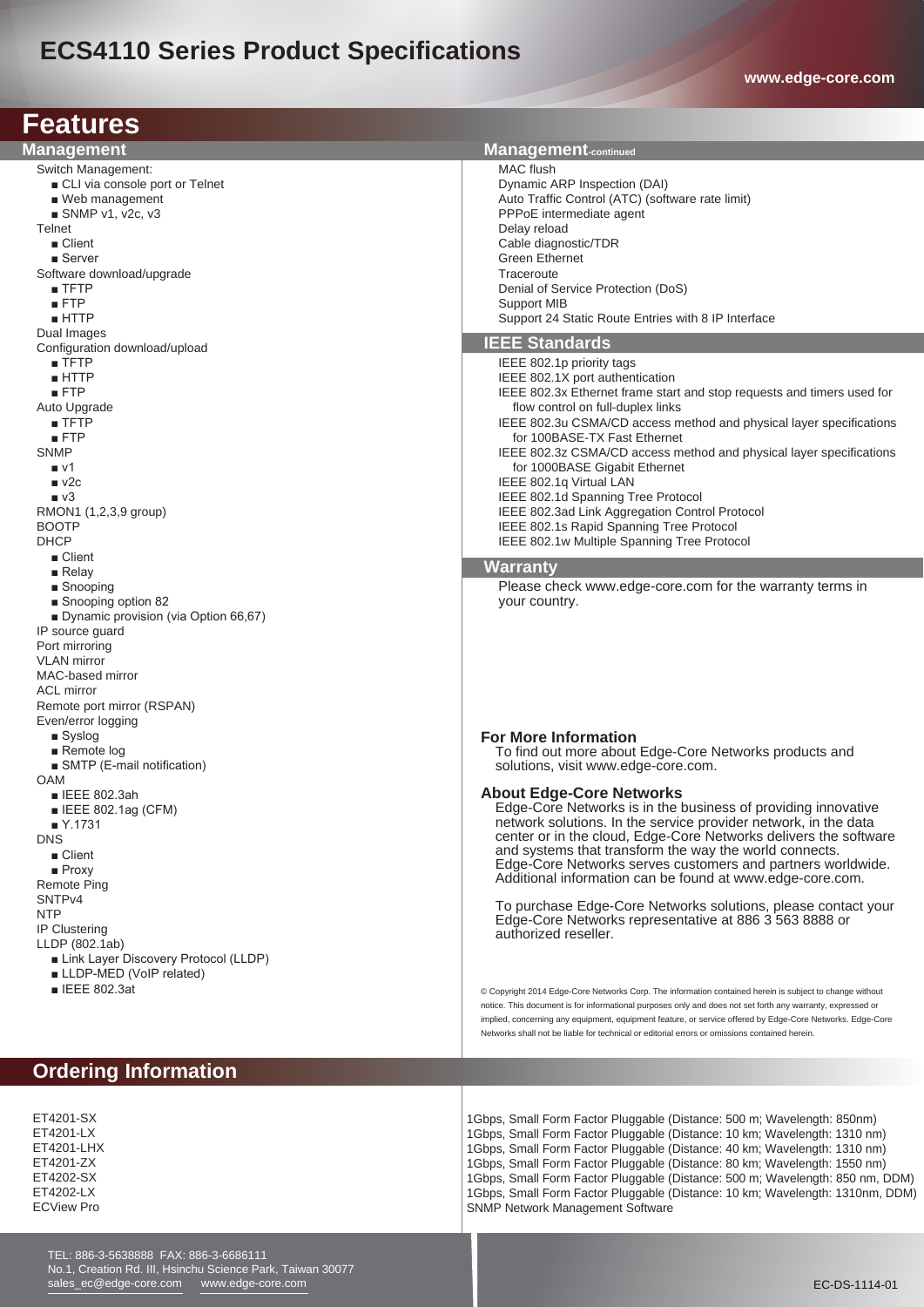# ECS4110 Series Product Specifications

www.edge-core.com

# Features

## Management

Switch Management:
- CLI via console port or Telnet
- Web management
- SNMP v1, v2c, v3

Telnet
- Client
- Server

Software download/upgrade
- TFTP
- FTP
- HTTP

Dual Images

Configuration download/upload
- TFTP
- HTTP
- FTP

Auto Upgrade
- TFTP
- FTP

SNMP
- v1
- v2c
- v3

RMON1 (1,2,3,9 group)

BOOTP

DHCP
- Client
- Relay
- Snooping
- Snooping option 82
- Dynamic provision (via Option 66,67)

IP source guard

Port mirroring

VLAN mirror

MAC-based mirror

ACL mirror

Remote port mirror (RSPAN)

Even/error logging
- Syslog
- Remote log
- SMTP (E-mail notification)

OAM
- IEEE 802.3ah
- IEEE 802.1ag (CFM)
- Y.1731

DNS
- Client
- Proxy

Remote Ping

SNTPv4

NTP

IP Clustering

LLDP (802.1ab)
- Link Layer Discovery Protocol (LLDP)
- LLDP-MED (VoIP related)
- IEEE 802.3at

## Management-continued

MAC flush

Dynamic ARP Inspection (DAI)

Auto Traffic Control (ATC) (software rate limit)

PPPoE intermediate agent

Delay reload

Cable diagnostic/TDR

Green Ethernet

Traceroute

Denial of Service Protection (DoS)

Support MIB

Support 24 Static Route Entries with 8 IP Interface

## IEEE Standards

IEEE 802.1p priority tags

IEEE 802.1X port authentication

IEEE 802.3x Ethernet frame start and stop requests and timers used for flow control on full-duplex links

IEEE 802.3u CSMA/CD access method and physical layer specifications for 100BASE-TX Fast Ethernet

IEEE 802.3z CSMA/CD access method and physical layer specifications for 1000BASE Gigabit Ethernet

IEEE 802.1q Virtual LAN

IEEE 802.1d Spanning Tree Protocol

IEEE 802.3ad Link Aggregation Control Protocol

IEEE 802.1s Rapid Spanning Tree Protocol

IEEE 802.1w Multiple Spanning Tree Protocol

## Warranty

Please check www.edge-core.com for the warranty terms in your country.

**For More Information**

To find out more about Edge-Core Networks products and solutions, visit www.edge-core.com.

**About Edge-Core Networks**

Edge-Core Networks is in the business of providing innovative network solutions. In the service provider network, in the data center or in the cloud, Edge-Core Networks delivers the software and systems that transform the way the world connects. Edge-Core Networks serves customers and partners worldwide. Additional information can be found at www.edge-core.com.

To purchase Edge-Core Networks solutions, please contact your Edge-Core Networks representative at 886 3 563 8888 or authorized reseller.

© Copyright 2014 Edge-Core Networks Corp. The information contained herein is subject to change without notice. This document is for informational purposes only and does not set forth any warranty, expressed or implied, concerning any equipment, equipment feature, or service offered by Edge-Core Networks. Edge-Core Networks shall not be liable for technical or editorial errors or omissions contained herein.

# Ordering Information

| | |
|---|---|
| ET4201-SX | 1Gbps, Small Form Factor Pluggable (Distance: 500 m; Wavelength: 850nm) |
| ET4201-LX | 1Gbps, Small Form Factor Pluggable (Distance: 10 km; Wavelength: 1310 nm) |
| ET4201-LHX | 1Gbps, Small Form Factor Pluggable (Distance: 40 km; Wavelength: 1310 nm) |
| ET4201-ZX | 1Gbps, Small Form Factor Pluggable (Distance: 80 km; Wavelength: 1550 nm) |
| ET4202-SX | 1Gbps, Small Form Factor Pluggable (Distance: 500 m; Wavelength: 850 nm, DDM) |
| ET4202-LX | 1Gbps, Small Form Factor Pluggable (Distance: 10 km; Wavelength: 1310nm, DDM) |
| ECView Pro | SNMP Network Management Software |

TEL: 886-3-5638888 FAX: 886-3-6686111
No.1, Creation Rd. III, Hsinchu Science Park, Taiwan 30077
sales_ec@edge-core.com www.edge-core.com

EC-DS-1114-01